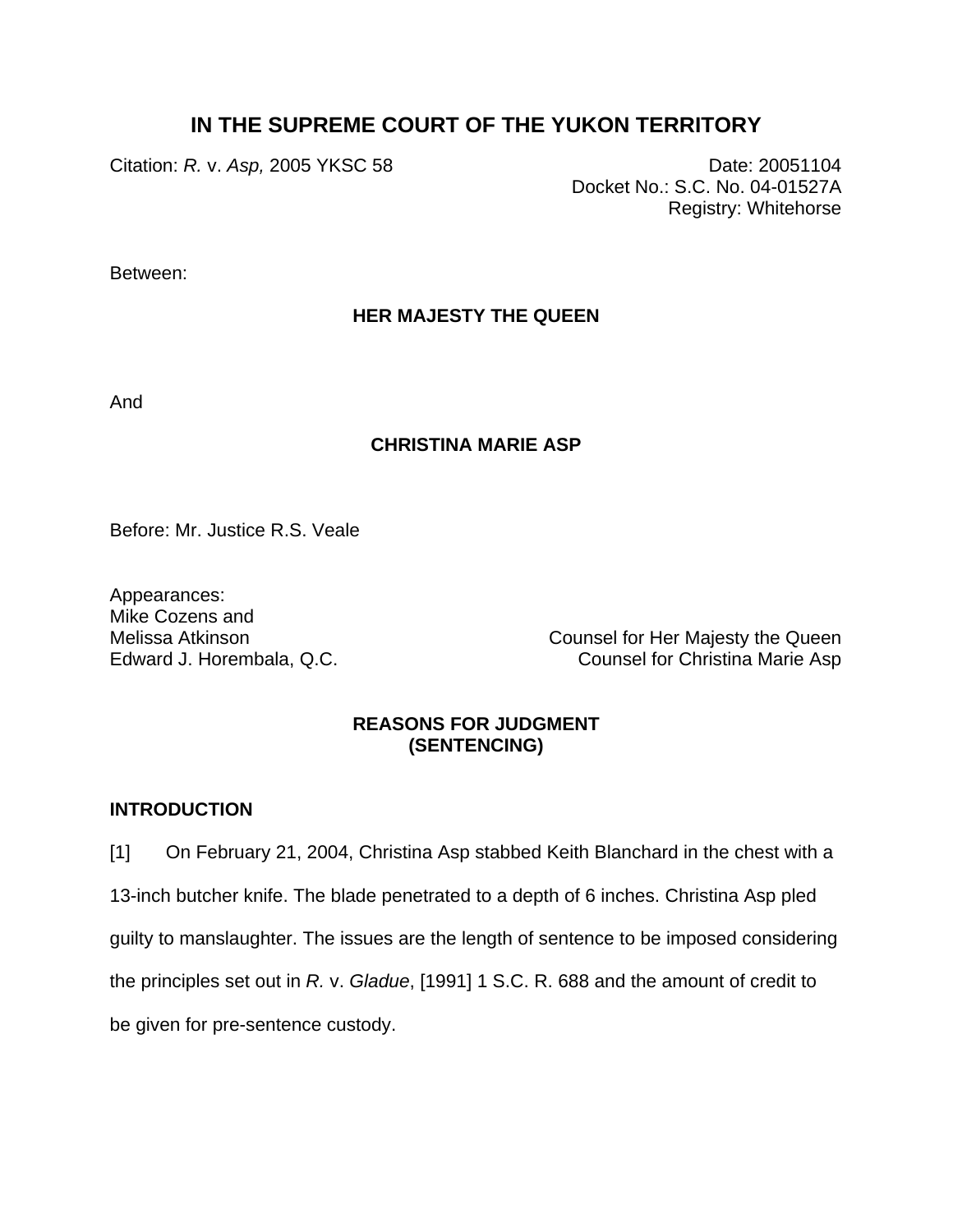# IN THE SUPREME COURT OF THE YUKON TERRITORY

Citation: *R.* v. *Asp,* 2005 YKSC 58

Date: 20051104
Docket No.: S.C. No. 04-01527A
Registry: Whitehorse

Between:

**HER MAJESTY THE QUEEN**

And

**CHRISTINA MARIE ASP**

Before: Mr. Justice R.S. Veale

Appearances:

Mike Cozens and
Melissa Atkinson — Counsel for Her Majesty the Queen

Edward J. Horembala, Q.C. — Counsel for Christina Marie Asp

## REASONS FOR JUDGMENT
## (SENTENCING)

### INTRODUCTION

[1] On February 21, 2004, Christina Asp stabbed Keith Blanchard in the chest with a 13-inch butcher knife. The blade penetrated to a depth of 6 inches. Christina Asp pled guilty to manslaughter. The issues are the length of sentence to be imposed considering the principles set out in *R.* v. *Gladue*, [1991] 1 S.C. R. 688 and the amount of credit to be given for pre-sentence custody.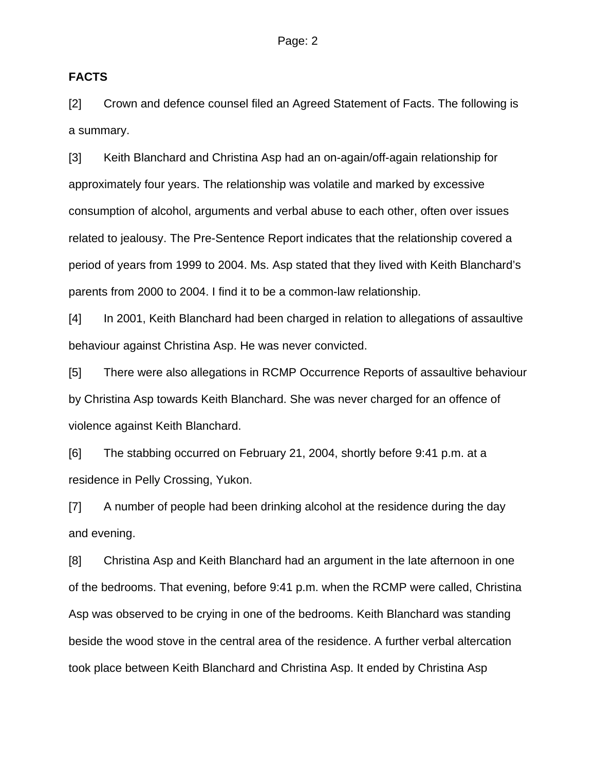**FACTS**

[2] Crown and defence counsel filed an Agreed Statement of Facts. The following is a summary.

[3] Keith Blanchard and Christina Asp had an on-again/off-again relationship for approximately four years. The relationship was volatile and marked by excessive consumption of alcohol, arguments and verbal abuse to each other, often over issues related to jealousy. The Pre-Sentence Report indicates that the relationship covered a period of years from 1999 to 2004. Ms. Asp stated that they lived with Keith Blanchard's parents from 2000 to 2004. I find it to be a common-law relationship.

[4] In 2001, Keith Blanchard had been charged in relation to allegations of assaultive behaviour against Christina Asp. He was never convicted.

[5] There were also allegations in RCMP Occurrence Reports of assaultive behaviour by Christina Asp towards Keith Blanchard. She was never charged for an offence of violence against Keith Blanchard.

[6] The stabbing occurred on February 21, 2004, shortly before 9:41 p.m. at a residence in Pelly Crossing, Yukon.

[7] A number of people had been drinking alcohol at the residence during the day and evening.

[8] Christina Asp and Keith Blanchard had an argument in the late afternoon in one of the bedrooms. That evening, before 9:41 p.m. when the RCMP were called, Christina Asp was observed to be crying in one of the bedrooms. Keith Blanchard was standing beside the wood stove in the central area of the residence. A further verbal altercation took place between Keith Blanchard and Christina Asp. It ended by Christina Asp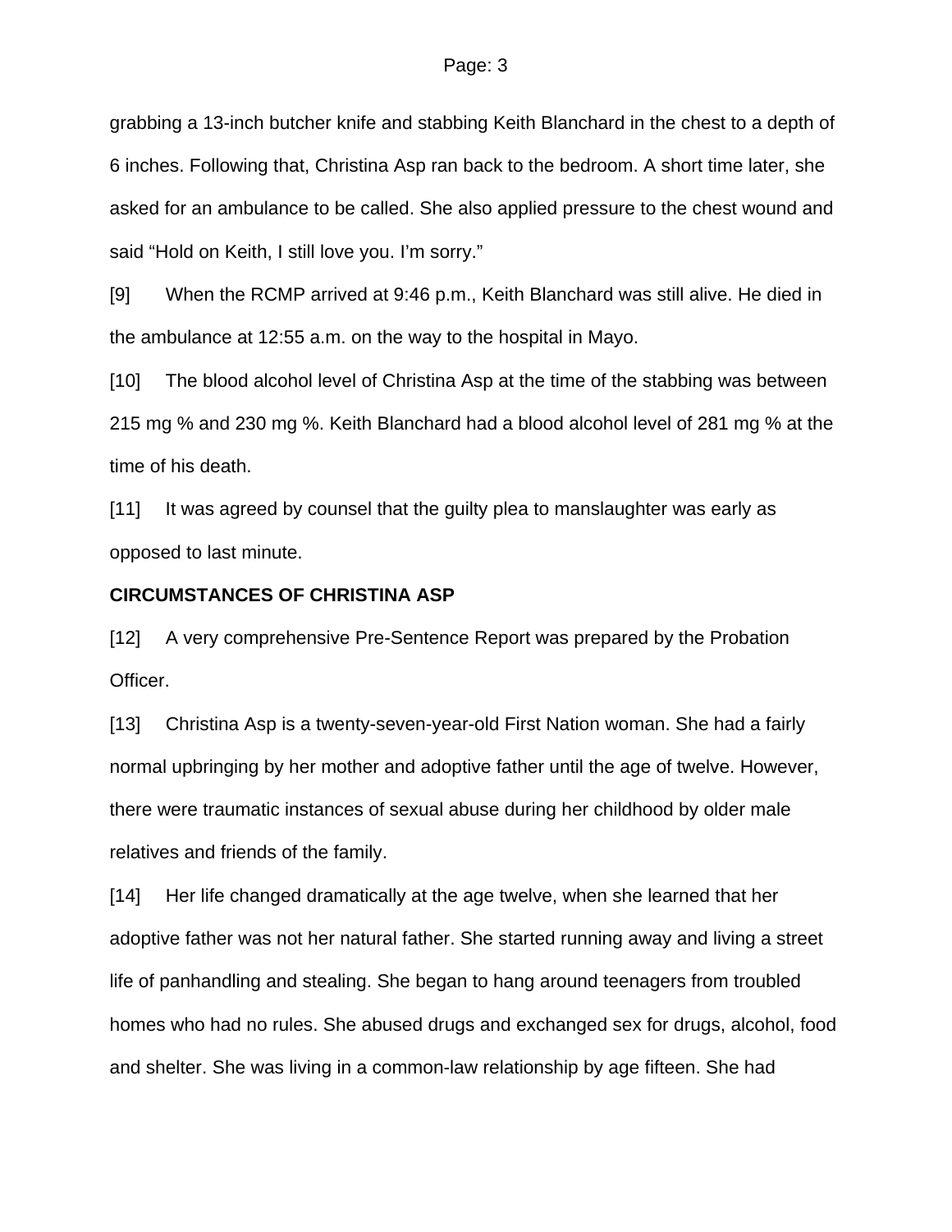grabbing a 13-inch butcher knife and stabbing Keith Blanchard in the chest to a depth of 6 inches. Following that, Christina Asp ran back to the bedroom. A short time later, she asked for an ambulance to be called. She also applied pressure to the chest wound and said “Hold on Keith, I still love you. I’m sorry.”

[9] When the RCMP arrived at 9:46 p.m., Keith Blanchard was still alive. He died in the ambulance at 12:55 a.m. on the way to the hospital in Mayo.

[10] The blood alcohol level of Christina Asp at the time of the stabbing was between 215 mg % and 230 mg %. Keith Blanchard had a blood alcohol level of 281 mg % at the time of his death.

[11] It was agreed by counsel that the guilty plea to manslaughter was early as opposed to last minute.

**CIRCUMSTANCES OF CHRISTINA ASP**

[12] A very comprehensive Pre-Sentence Report was prepared by the Probation Officer.

[13] Christina Asp is a twenty-seven-year-old First Nation woman. She had a fairly normal upbringing by her mother and adoptive father until the age of twelve. However, there were traumatic instances of sexual abuse during her childhood by older male relatives and friends of the family.

[14] Her life changed dramatically at the age twelve, when she learned that her adoptive father was not her natural father. She started running away and living a street life of panhandling and stealing. She began to hang around teenagers from troubled homes who had no rules. She abused drugs and exchanged sex for drugs, alcohol, food and shelter. She was living in a common-law relationship by age fifteen. She had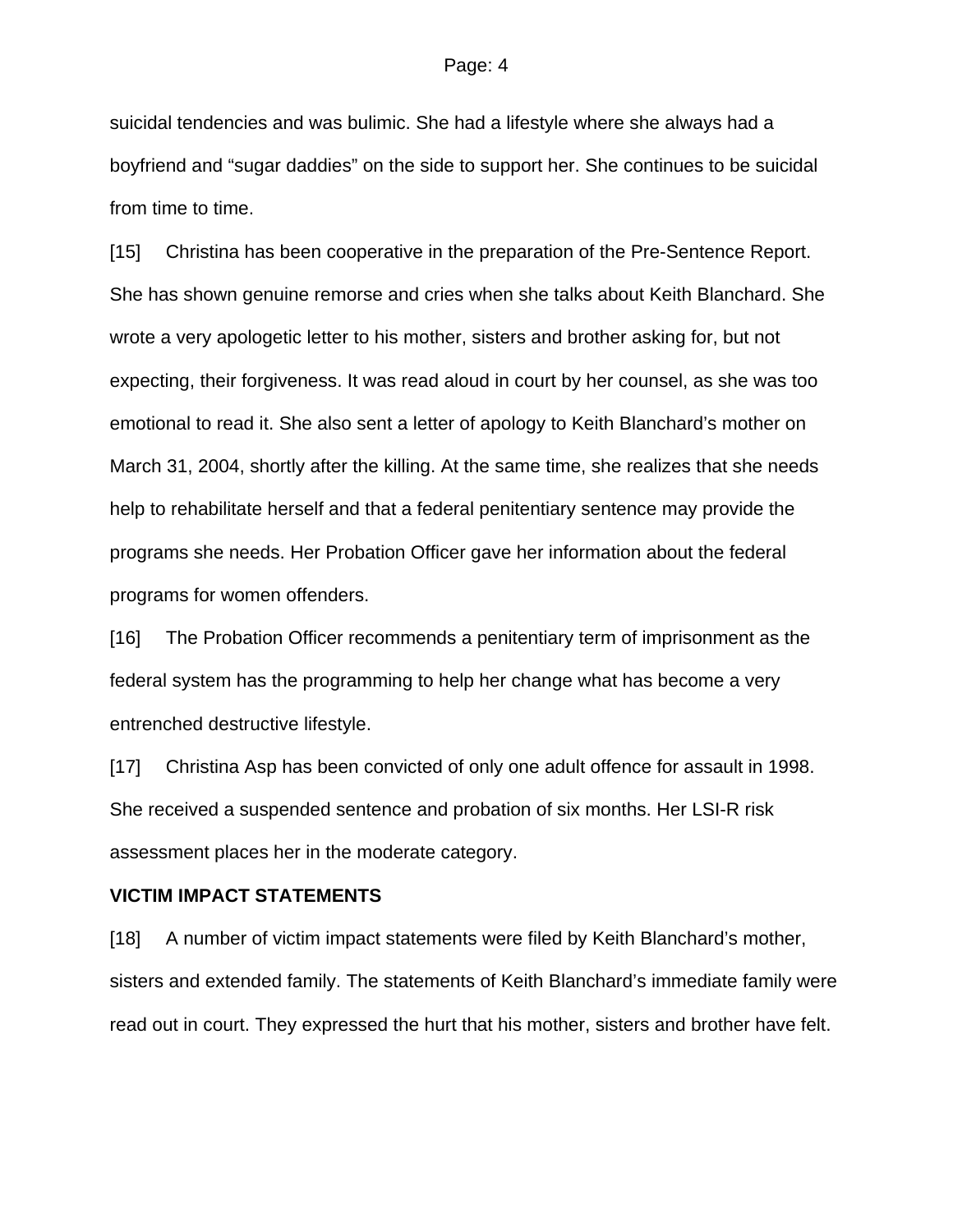suicidal tendencies and was bulimic. She had a lifestyle where she always had a boyfriend and “sugar daddies” on the side to support her. She continues to be suicidal from time to time.

[15] Christina has been cooperative in the preparation of the Pre-Sentence Report. She has shown genuine remorse and cries when she talks about Keith Blanchard. She wrote a very apologetic letter to his mother, sisters and brother asking for, but not expecting, their forgiveness. It was read aloud in court by her counsel, as she was too emotional to read it. She also sent a letter of apology to Keith Blanchard’s mother on March 31, 2004, shortly after the killing. At the same time, she realizes that she needs help to rehabilitate herself and that a federal penitentiary sentence may provide the programs she needs. Her Probation Officer gave her information about the federal programs for women offenders.

[16] The Probation Officer recommends a penitentiary term of imprisonment as the federal system has the programming to help her change what has become a very entrenched destructive lifestyle.

[17] Christina Asp has been convicted of only one adult offence for assault in 1998. She received a suspended sentence and probation of six months. Her LSI-R risk assessment places her in the moderate category.

**VICTIM IMPACT STATEMENTS**

[18] A number of victim impact statements were filed by Keith Blanchard’s mother, sisters and extended family. The statements of Keith Blanchard’s immediate family were read out in court. They expressed the hurt that his mother, sisters and brother have felt.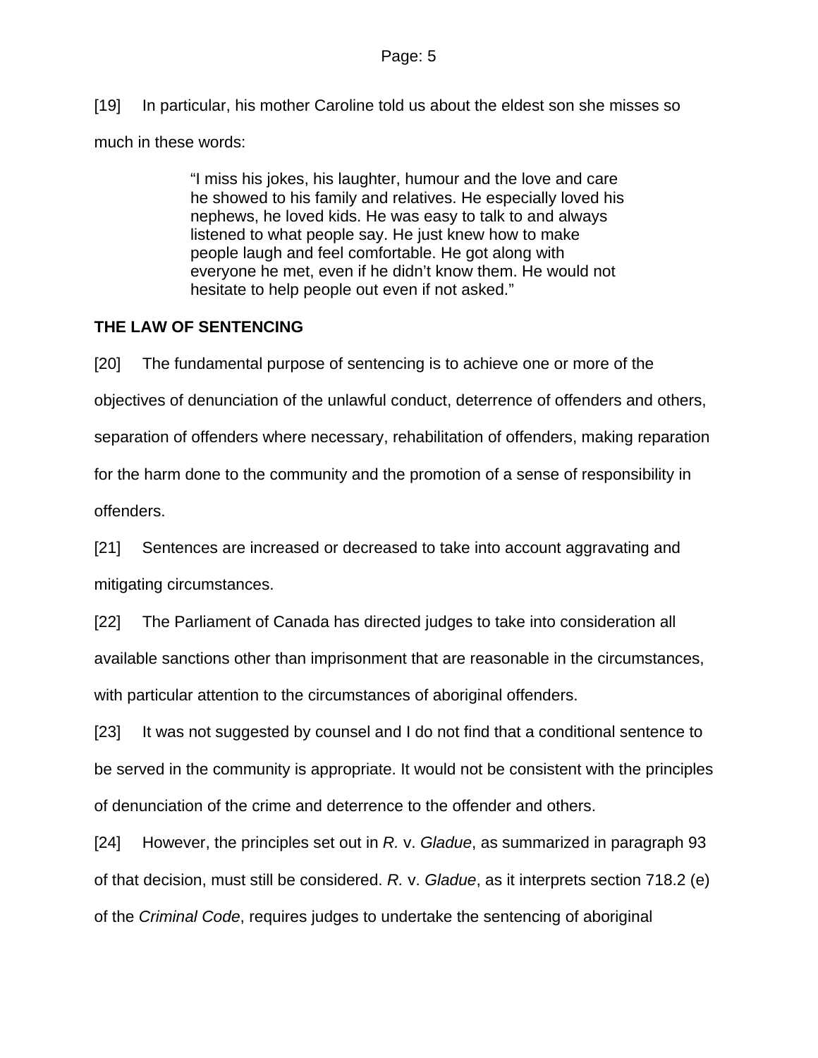[19] In particular, his mother Caroline told us about the eldest son she misses so much in these words:

> "I miss his jokes, his laughter, humour and the love and care he showed to his family and relatives. He especially loved his nephews, he loved kids. He was easy to talk to and always listened to what people say. He just knew how to make people laugh and feel comfortable. He got along with everyone he met, even if he didn't know them. He would not hesitate to help people out even if not asked."

**THE LAW OF SENTENCING**

[20] The fundamental purpose of sentencing is to achieve one or more of the objectives of denunciation of the unlawful conduct, deterrence of offenders and others, separation of offenders where necessary, rehabilitation of offenders, making reparation for the harm done to the community and the promotion of a sense of responsibility in offenders.

[21] Sentences are increased or decreased to take into account aggravating and mitigating circumstances.

[22] The Parliament of Canada has directed judges to take into consideration all available sanctions other than imprisonment that are reasonable in the circumstances, with particular attention to the circumstances of aboriginal offenders.

[23] It was not suggested by counsel and I do not find that a conditional sentence to be served in the community is appropriate. It would not be consistent with the principles of denunciation of the crime and deterrence to the offender and others.

[24] However, the principles set out in *R.* v. *Gladue*, as summarized in paragraph 93 of that decision, must still be considered. *R.* v. *Gladue*, as it interprets section 718.2 (e) of the *Criminal Code*, requires judges to undertake the sentencing of aboriginal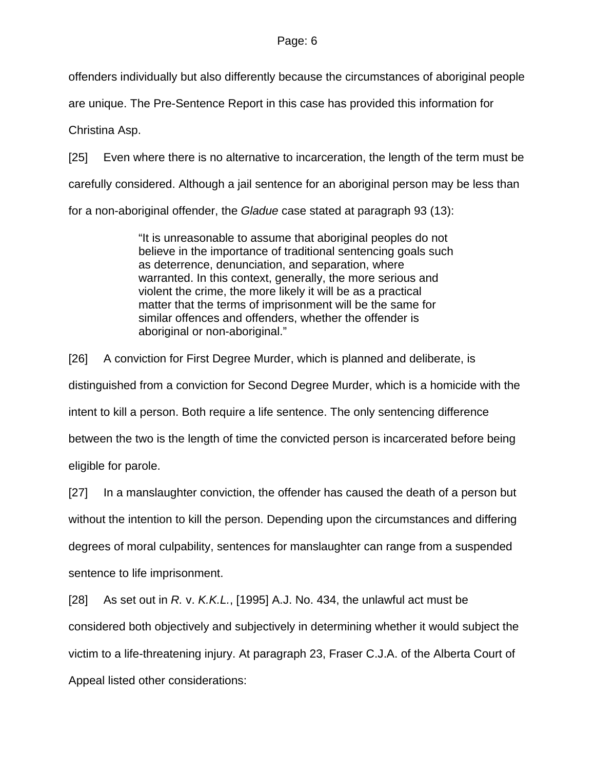offenders individually but also differently because the circumstances of aboriginal people are unique. The Pre-Sentence Report in this case has provided this information for Christina Asp.

[25] Even where there is no alternative to incarceration, the length of the term must be carefully considered. Although a jail sentence for an aboriginal person may be less than for a non-aboriginal offender, the *Gladue* case stated at paragraph 93 (13):

> "It is unreasonable to assume that aboriginal peoples do not believe in the importance of traditional sentencing goals such as deterrence, denunciation, and separation, where warranted. In this context, generally, the more serious and violent the crime, the more likely it will be as a practical matter that the terms of imprisonment will be the same for similar offences and offenders, whether the offender is aboriginal or non-aboriginal."

[26] A conviction for First Degree Murder, which is planned and deliberate, is distinguished from a conviction for Second Degree Murder, which is a homicide with the intent to kill a person. Both require a life sentence. The only sentencing difference between the two is the length of time the convicted person is incarcerated before being eligible for parole.

[27] In a manslaughter conviction, the offender has caused the death of a person but without the intention to kill the person. Depending upon the circumstances and differing degrees of moral culpability, sentences for manslaughter can range from a suspended sentence to life imprisonment.

[28] As set out in *R.* v. *K.K.L.*, [1995] A.J. No. 434, the unlawful act must be considered both objectively and subjectively in determining whether it would subject the victim to a life-threatening injury. At paragraph 23, Fraser C.J.A. of the Alberta Court of Appeal listed other considerations: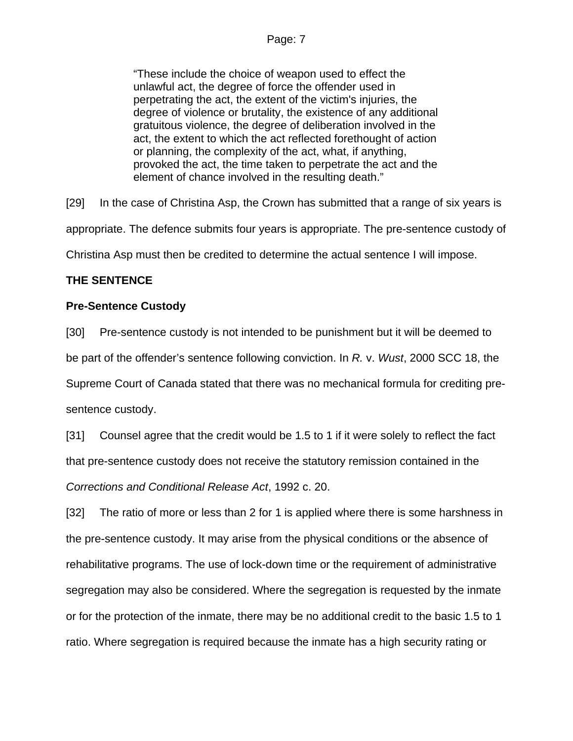> "These include the choice of weapon used to effect the unlawful act, the degree of force the offender used in perpetrating the act, the extent of the victim's injuries, the degree of violence or brutality, the existence of any additional gratuitous violence, the degree of deliberation involved in the act, the extent to which the act reflected forethought of action or planning, the complexity of the act, what, if anything, provoked the act, the time taken to perpetrate the act and the element of chance involved in the resulting death."

[29] In the case of Christina Asp, the Crown has submitted that a range of six years is appropriate. The defence submits four years is appropriate. The pre-sentence custody of Christina Asp must then be credited to determine the actual sentence I will impose.

**THE SENTENCE**

**Pre-Sentence Custody**

[30] Pre-sentence custody is not intended to be punishment but it will be deemed to be part of the offender's sentence following conviction. In *R.* v. *Wust*, 2000 SCC 18, the Supreme Court of Canada stated that there was no mechanical formula for crediting pre-sentence custody.

[31] Counsel agree that the credit would be 1.5 to 1 if it were solely to reflect the fact that pre-sentence custody does not receive the statutory remission contained in the *Corrections and Conditional Release Act*, 1992 c. 20.

[32] The ratio of more or less than 2 for 1 is applied where there is some harshness in the pre-sentence custody. It may arise from the physical conditions or the absence of rehabilitative programs. The use of lock-down time or the requirement of administrative segregation may also be considered. Where the segregation is requested by the inmate or for the protection of the inmate, there may be no additional credit to the basic 1.5 to 1 ratio. Where segregation is required because the inmate has a high security rating or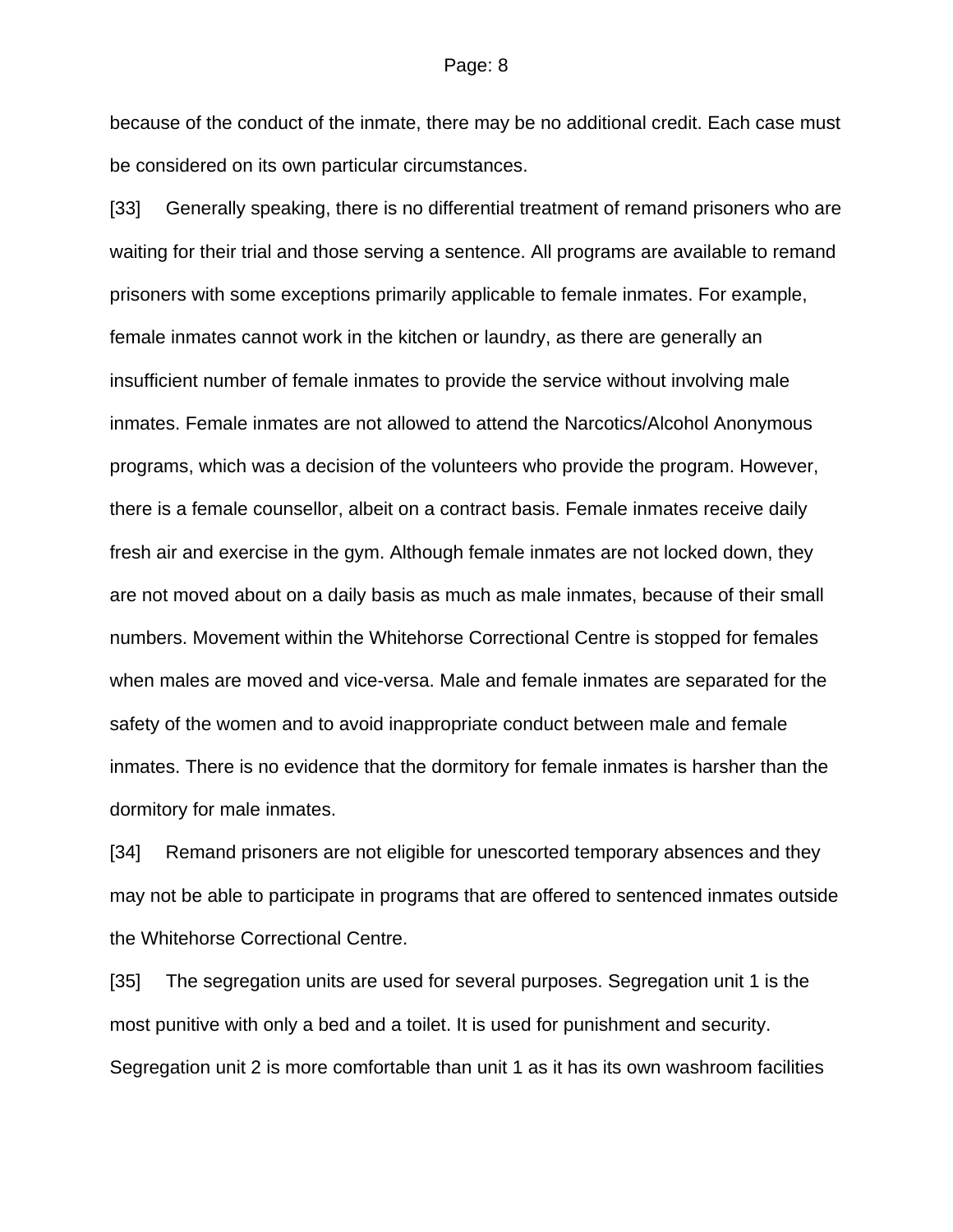because of the conduct of the inmate, there may be no additional credit. Each case must be considered on its own particular circumstances.

[33] Generally speaking, there is no differential treatment of remand prisoners who are waiting for their trial and those serving a sentence. All programs are available to remand prisoners with some exceptions primarily applicable to female inmates. For example, female inmates cannot work in the kitchen or laundry, as there are generally an insufficient number of female inmates to provide the service without involving male inmates. Female inmates are not allowed to attend the Narcotics/Alcohol Anonymous programs, which was a decision of the volunteers who provide the program. However, there is a female counsellor, albeit on a contract basis. Female inmates receive daily fresh air and exercise in the gym. Although female inmates are not locked down, they are not moved about on a daily basis as much as male inmates, because of their small numbers. Movement within the Whitehorse Correctional Centre is stopped for females when males are moved and vice-versa. Male and female inmates are separated for the safety of the women and to avoid inappropriate conduct between male and female inmates. There is no evidence that the dormitory for female inmates is harsher than the dormitory for male inmates.

[34] Remand prisoners are not eligible for unescorted temporary absences and they may not be able to participate in programs that are offered to sentenced inmates outside the Whitehorse Correctional Centre.

[35] The segregation units are used for several purposes. Segregation unit 1 is the most punitive with only a bed and a toilet. It is used for punishment and security. Segregation unit 2 is more comfortable than unit 1 as it has its own washroom facilities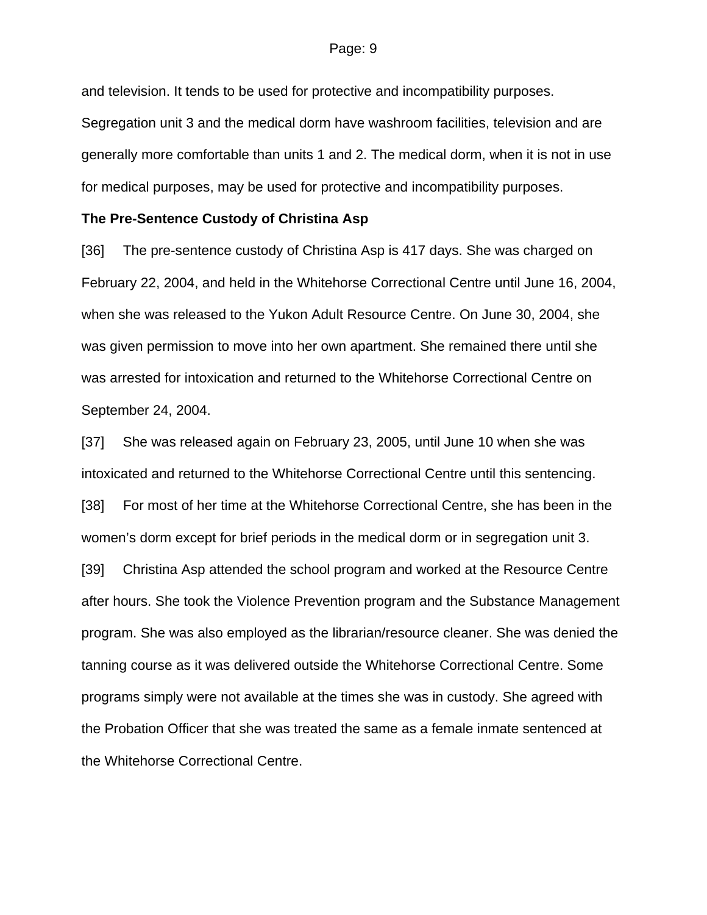and television. It tends to be used for protective and incompatibility purposes. Segregation unit 3 and the medical dorm have washroom facilities, television and are generally more comfortable than units 1 and 2. The medical dorm, when it is not in use for medical purposes, may be used for protective and incompatibility purposes.

**The Pre-Sentence Custody of Christina Asp**

[36] The pre-sentence custody of Christina Asp is 417 days. She was charged on February 22, 2004, and held in the Whitehorse Correctional Centre until June 16, 2004, when she was released to the Yukon Adult Resource Centre. On June 30, 2004, she was given permission to move into her own apartment. She remained there until she was arrested for intoxication and returned to the Whitehorse Correctional Centre on September 24, 2004.

[37] She was released again on February 23, 2005, until June 10 when she was intoxicated and returned to the Whitehorse Correctional Centre until this sentencing.

[38] For most of her time at the Whitehorse Correctional Centre, she has been in the women's dorm except for brief periods in the medical dorm or in segregation unit 3.

[39] Christina Asp attended the school program and worked at the Resource Centre after hours. She took the Violence Prevention program and the Substance Management program. She was also employed as the librarian/resource cleaner. She was denied the tanning course as it was delivered outside the Whitehorse Correctional Centre. Some programs simply were not available at the times she was in custody. She agreed with the Probation Officer that she was treated the same as a female inmate sentenced at the Whitehorse Correctional Centre.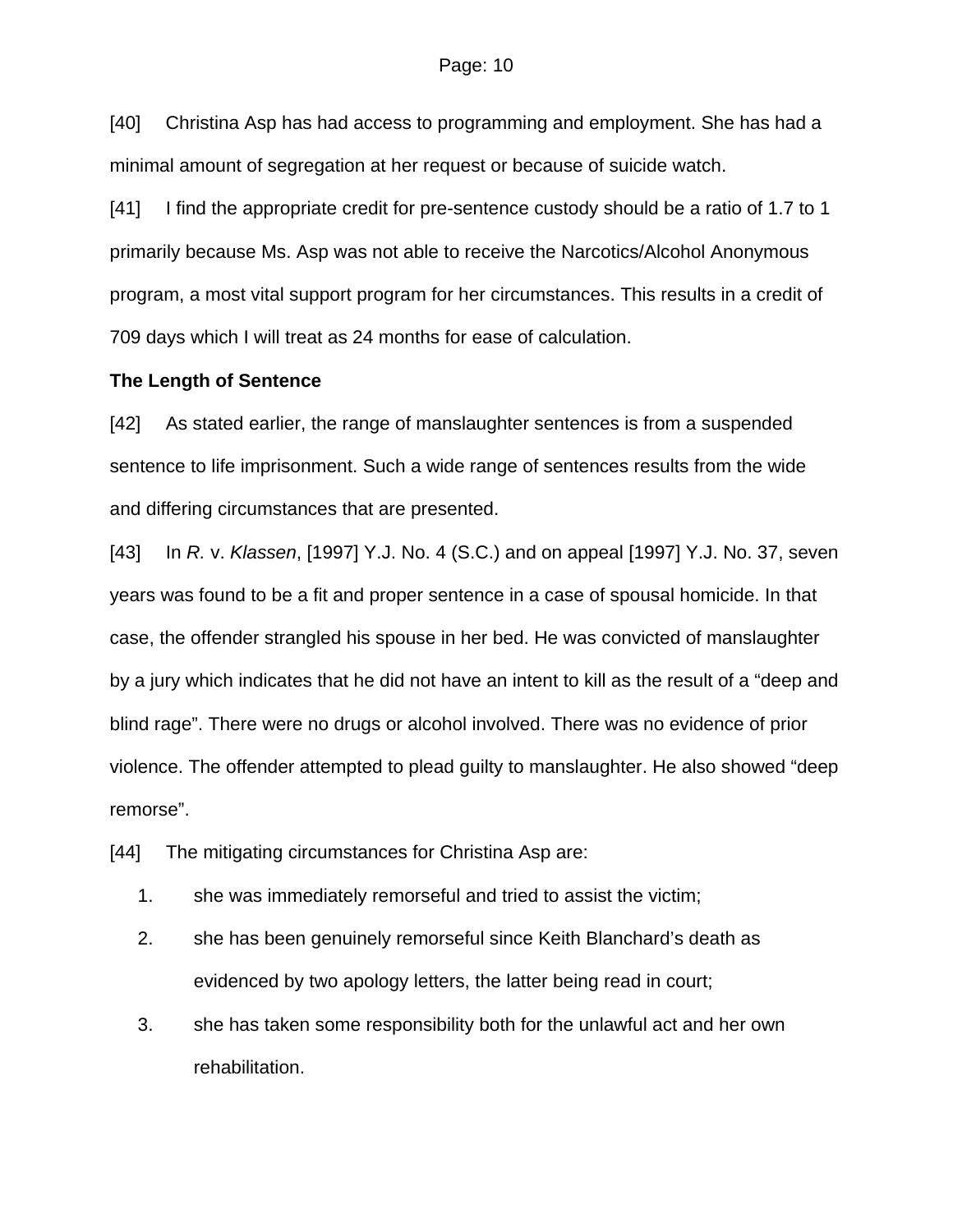[40] Christina Asp has had access to programming and employment. She has had a minimal amount of segregation at her request or because of suicide watch.

[41] I find the appropriate credit for pre-sentence custody should be a ratio of 1.7 to 1 primarily because Ms. Asp was not able to receive the Narcotics/Alcohol Anonymous program, a most vital support program for her circumstances. This results in a credit of 709 days which I will treat as 24 months for ease of calculation.

**The Length of Sentence**

[42] As stated earlier, the range of manslaughter sentences is from a suspended sentence to life imprisonment. Such a wide range of sentences results from the wide and differing circumstances that are presented.

[43] In *R.* v. *Klassen*, [1997] Y.J. No. 4 (S.C.) and on appeal [1997] Y.J. No. 37, seven years was found to be a fit and proper sentence in a case of spousal homicide. In that case, the offender strangled his spouse in her bed. He was convicted of manslaughter by a jury which indicates that he did not have an intent to kill as the result of a "deep and blind rage". There were no drugs or alcohol involved. There was no evidence of prior violence. The offender attempted to plead guilty to manslaughter. He also showed "deep remorse".

[44] The mitigating circumstances for Christina Asp are:

1. she was immediately remorseful and tried to assist the victim;
2. she has been genuinely remorseful since Keith Blanchard's death as evidenced by two apology letters, the latter being read in court;
3. she has taken some responsibility both for the unlawful act and her own rehabilitation.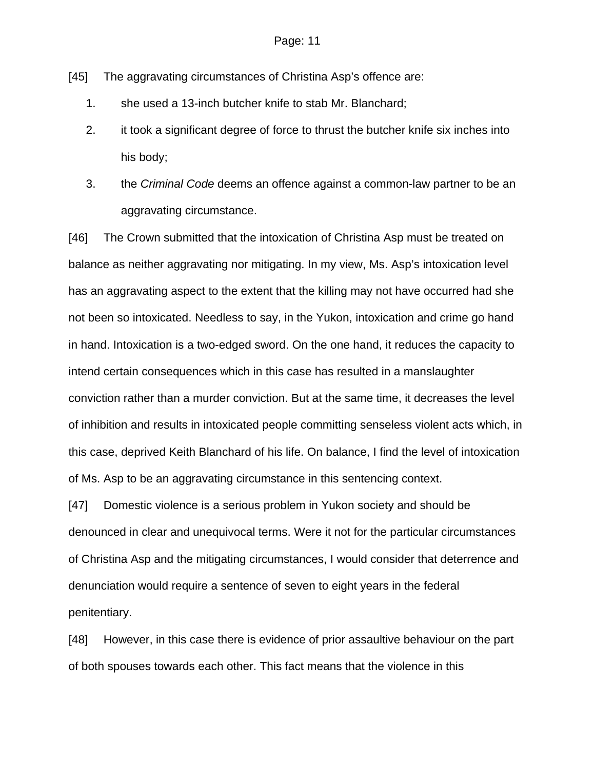[45] The aggravating circumstances of Christina Asp's offence are:

1. she used a 13-inch butcher knife to stab Mr. Blanchard;
2. it took a significant degree of force to thrust the butcher knife six inches into his body;
3. the *Criminal Code* deems an offence against a common-law partner to be an aggravating circumstance.

[46] The Crown submitted that the intoxication of Christina Asp must be treated on balance as neither aggravating nor mitigating. In my view, Ms. Asp's intoxication level has an aggravating aspect to the extent that the killing may not have occurred had she not been so intoxicated. Needless to say, in the Yukon, intoxication and crime go hand in hand. Intoxication is a two-edged sword. On the one hand, it reduces the capacity to intend certain consequences which in this case has resulted in a manslaughter conviction rather than a murder conviction. But at the same time, it decreases the level of inhibition and results in intoxicated people committing senseless violent acts which, in this case, deprived Keith Blanchard of his life. On balance, I find the level of intoxication of Ms. Asp to be an aggravating circumstance in this sentencing context.

[47] Domestic violence is a serious problem in Yukon society and should be denounced in clear and unequivocal terms. Were it not for the particular circumstances of Christina Asp and the mitigating circumstances, I would consider that deterrence and denunciation would require a sentence of seven to eight years in the federal penitentiary.

[48] However, in this case there is evidence of prior assaultive behaviour on the part of both spouses towards each other. This fact means that the violence in this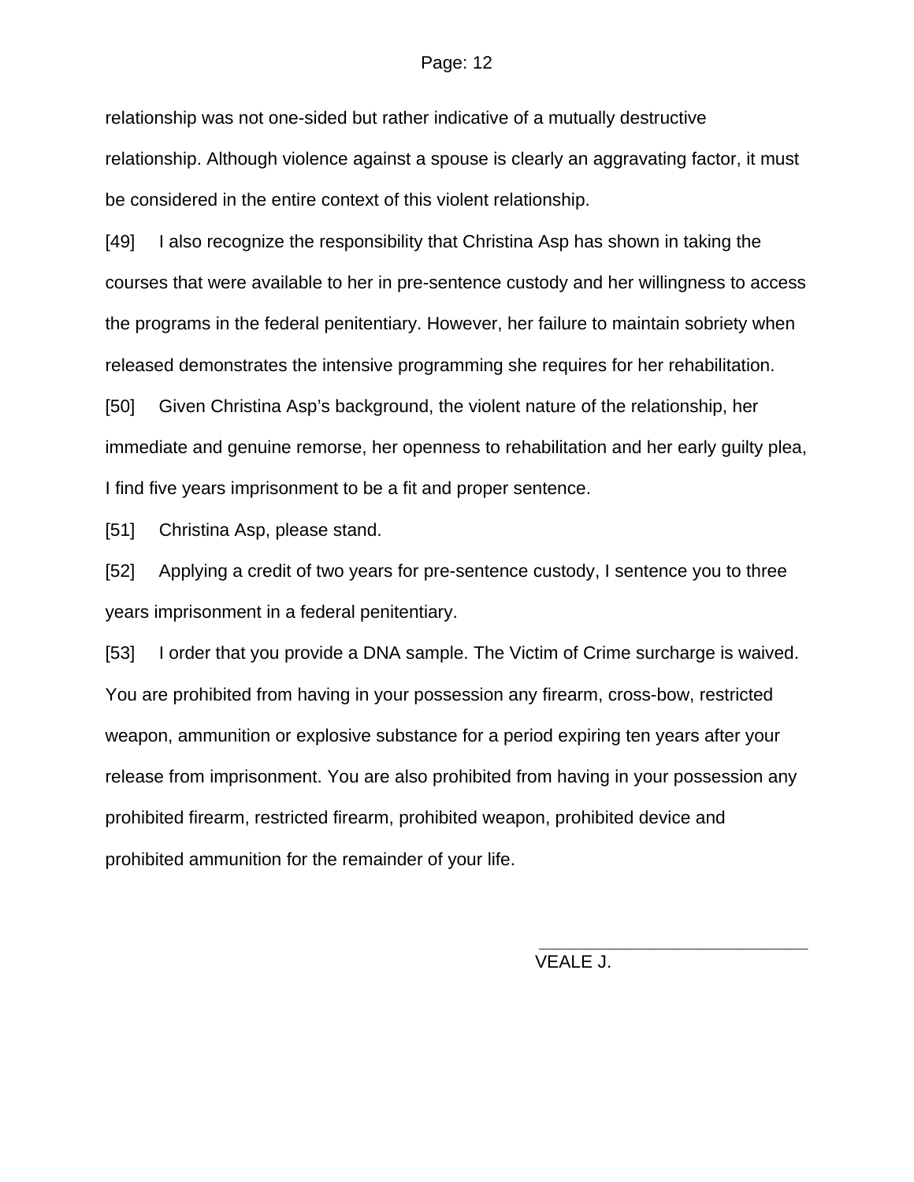relationship was not one-sided but rather indicative of a mutually destructive relationship. Although violence against a spouse is clearly an aggravating factor, it must be considered in the entire context of this violent relationship.

[49] I also recognize the responsibility that Christina Asp has shown in taking the courses that were available to her in pre-sentence custody and her willingness to access the programs in the federal penitentiary. However, her failure to maintain sobriety when released demonstrates the intensive programming she requires for her rehabilitation.

[50] Given Christina Asp's background, the violent nature of the relationship, her immediate and genuine remorse, her openness to rehabilitation and her early guilty plea, I find five years imprisonment to be a fit and proper sentence.

[51] Christina Asp, please stand.

[52] Applying a credit of two years for pre-sentence custody, I sentence you to three years imprisonment in a federal penitentiary.

[53] I order that you provide a DNA sample. The Victim of Crime surcharge is waived. You are prohibited from having in your possession any firearm, cross-bow, restricted weapon, ammunition or explosive substance for a period expiring ten years after your release from imprisonment. You are also prohibited from having in your possession any prohibited firearm, restricted firearm, prohibited weapon, prohibited device and prohibited ammunition for the remainder of your life.

___________________________

VEALE J.